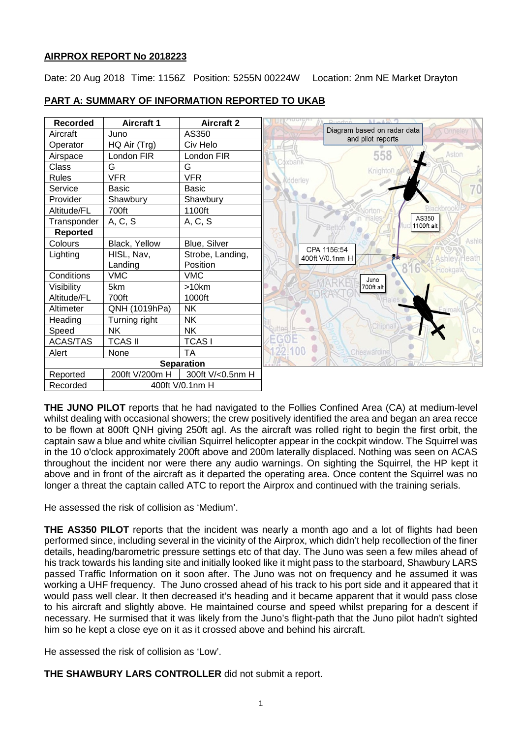## AIRPROX REPORT No 2018223

Date: 20 Aug 2018 Time: 1156Z Position: 5255N 00224W Location: 2nm NE Market Drayton

## PART A: SUMMARY OF INFORMATION REPORTED TO UKAB

| Recorded | Aircraft 1 | Aircraft 2 |
|---|---|---|
| Aircraft | Juno | AS350 |
| Operator | HQ Air (Trg) | Civ Helo |
| Airspace | London FIR | London FIR |
| Class | G | G |
| Rules | VFR | VFR |
| Service | Basic | Basic |
| Provider | Shawbury | Shawbury |
| Altitude/FL | 700ft | 1100ft |
| Transponder | A, C, S | A, C, S |
| **Reported** | | |
| Colours | Black, Yellow | Blue, Silver |
| Lighting | HISL, Nav, Landing | Strobe, Landing, Position |
| Conditions | VMC | VMC |
| Visibility | 5km | >10km |
| Altitude/FL | 700ft | 1000ft |
| Altimeter | QNH (1019hPa) | NK |
| Heading | Turning right | NK |
| Speed | NK | NK |
| ACAS/TAS | TCAS II | TCAS I |
| Alert | None | TA |
| **Separation** | | |
| Reported | 200ft V/200m H | 300ft V/<0.5nm H |
| Recorded | 400ft V/0.1nm H | |

Diagram based on radar data and pilot reports

CPA 1156:54 400ft V/0.1nm H

**THE JUNO PILOT** reports that he had navigated to the Follies Confined Area (CA) at medium-level whilst dealing with occasional showers; the crew positively identified the area and began an area recce to be flown at 800ft QNH giving 250ft agl. As the aircraft was rolled right to begin the first orbit, the captain saw a blue and white civilian Squirrel helicopter appear in the cockpit window. The Squirrel was in the 10 o'clock approximately 200ft above and 200m laterally displaced. Nothing was seen on ACAS throughout the incident nor were there any audio warnings. On sighting the Squirrel, the HP kept it above and in front of the aircraft as it departed the operating area. Once content the Squirrel was no longer a threat the captain called ATC to report the Airprox and continued with the training serials.

He assessed the risk of collision as 'Medium'.

**THE AS350 PILOT** reports that the incident was nearly a month ago and a lot of flights had been performed since, including several in the vicinity of the Airprox, which didn't help recollection of the finer details, heading/barometric pressure settings etc of that day. The Juno was seen a few miles ahead of his track towards his landing site and initially looked like it might pass to the starboard, Shawbury LARS passed Traffic Information on it soon after. The Juno was not on frequency and he assumed it was working a UHF frequency. The Juno crossed ahead of his track to his port side and it appeared that it would pass well clear. It then decreased it's heading and it became apparent that it would pass close to his aircraft and slightly above. He maintained course and speed whilst preparing for a descent if necessary. He surmised that it was likely from the Juno's flight-path that the Juno pilot hadn't sighted him so he kept a close eye on it as it crossed above and behind his aircraft.

He assessed the risk of collision as 'Low'.

**THE SHAWBURY LARS CONTROLLER** did not submit a report.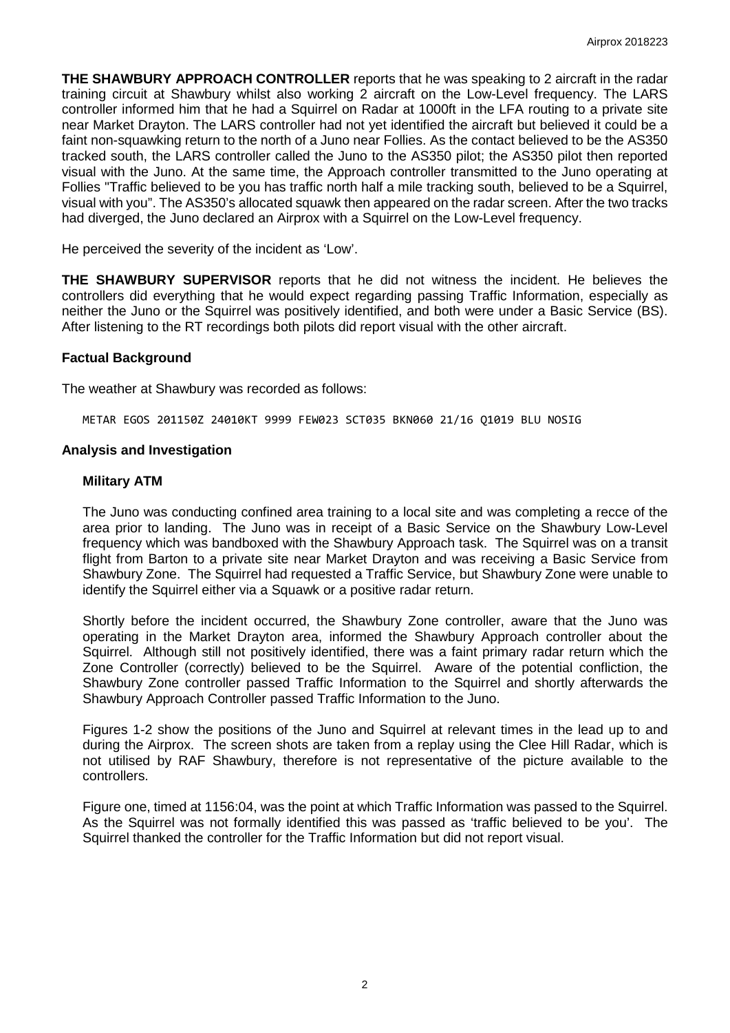**THE SHAWBURY APPROACH CONTROLLER** reports that he was speaking to 2 aircraft in the radar training circuit at Shawbury whilst also working 2 aircraft on the Low-Level frequency. The LARS controller informed him that he had a Squirrel on Radar at 1000ft in the LFA routing to a private site near Market Drayton. The LARS controller had not yet identified the aircraft but believed it could be a faint non-squawking return to the north of a Juno near Follies. As the contact believed to be the AS350 tracked south, the LARS controller called the Juno to the AS350 pilot; the AS350 pilot then reported visual with the Juno. At the same time, the Approach controller transmitted to the Juno operating at Follies "Traffic believed to be you has traffic north half a mile tracking south, believed to be a Squirrel, visual with you". The AS350's allocated squawk then appeared on the radar screen. After the two tracks had diverged, the Juno declared an Airprox with a Squirrel on the Low-Level frequency.

He perceived the severity of the incident as 'Low'.

**THE SHAWBURY SUPERVISOR** reports that he did not witness the incident. He believes the controllers did everything that he would expect regarding passing Traffic Information, especially as neither the Juno or the Squirrel was positively identified, and both were under a Basic Service (BS). After listening to the RT recordings both pilots did report visual with the other aircraft.

### Factual Background

The weather at Shawbury was recorded as follows:

```
METAR EGOS 201150Z 24010KT 9999 FEW023 SCT035 BKN060 21/16 Q1019 BLU NOSIG
```

### Analysis and Investigation

#### Military ATM

The Juno was conducting confined area training to a local site and was completing a recce of the area prior to landing. The Juno was in receipt of a Basic Service on the Shawbury Low-Level frequency which was bandboxed with the Shawbury Approach task. The Squirrel was on a transit flight from Barton to a private site near Market Drayton and was receiving a Basic Service from Shawbury Zone. The Squirrel had requested a Traffic Service, but Shawbury Zone were unable to identify the Squirrel either via a Squawk or a positive radar return.

Shortly before the incident occurred, the Shawbury Zone controller, aware that the Juno was operating in the Market Drayton area, informed the Shawbury Approach controller about the Squirrel. Although still not positively identified, there was a faint primary radar return which the Zone Controller (correctly) believed to be the Squirrel. Aware of the potential confliction, the Shawbury Zone controller passed Traffic Information to the Squirrel and shortly afterwards the Shawbury Approach Controller passed Traffic Information to the Juno.

Figures 1-2 show the positions of the Juno and Squirrel at relevant times in the lead up to and during the Airprox. The screen shots are taken from a replay using the Clee Hill Radar, which is not utilised by RAF Shawbury, therefore is not representative of the picture available to the controllers.

Figure one, timed at 1156:04, was the point at which Traffic Information was passed to the Squirrel. As the Squirrel was not formally identified this was passed as 'traffic believed to be you'. The Squirrel thanked the controller for the Traffic Information but did not report visual.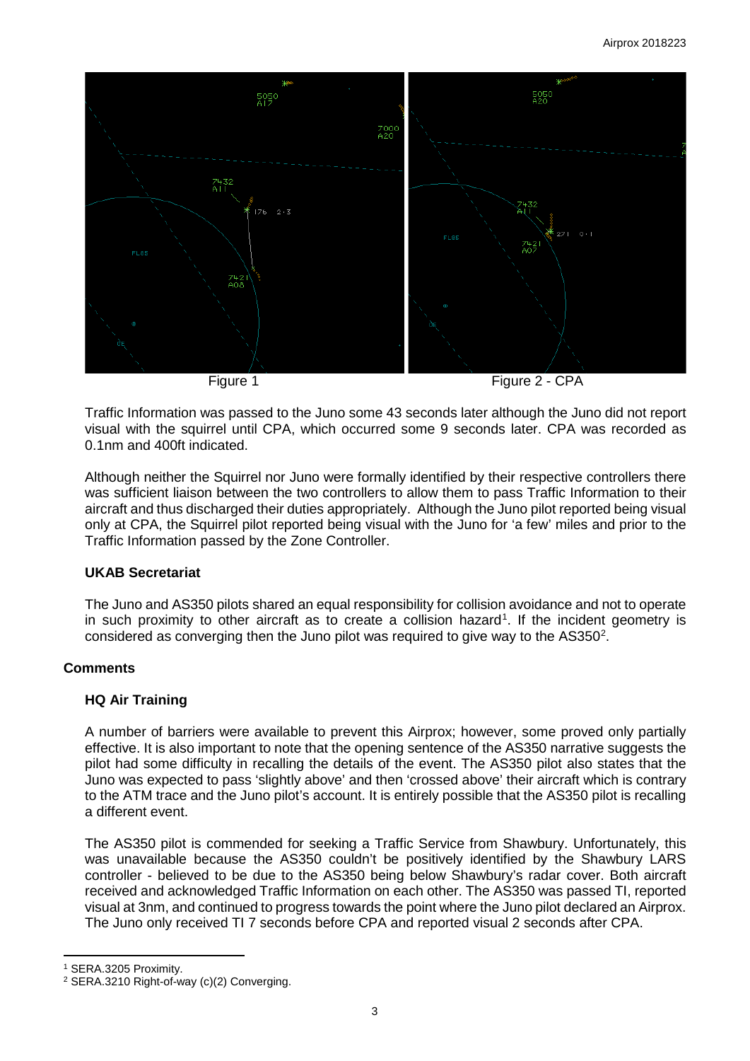Figure 1

Figure 2 - CPA

Traffic Information was passed to the Juno some 43 seconds later although the Juno did not report visual with the squirrel until CPA, which occurred some 9 seconds later. CPA was recorded as 0.1nm and 400ft indicated.

Although neither the Squirrel nor Juno were formally identified by their respective controllers there was sufficient liaison between the two controllers to allow them to pass Traffic Information to their aircraft and thus discharged their duties appropriately. Although the Juno pilot reported being visual only at CPA, the Squirrel pilot reported being visual with the Juno for 'a few' miles and prior to the Traffic Information passed by the Zone Controller.

### UKAB Secretariat

The Juno and AS350 pilots shared an equal responsibility for collision avoidance and not to operate in such proximity to other aircraft as to create a collision hazard[1]. If the incident geometry is considered as converging then the Juno pilot was required to give way to the AS350[2].

## Comments

### HQ Air Training

A number of barriers were available to prevent this Airprox; however, some proved only partially effective. It is also important to note that the opening sentence of the AS350 narrative suggests the pilot had some difficulty in recalling the details of the event. The AS350 pilot also states that the Juno was expected to pass 'slightly above' and then 'crossed above' their aircraft which is contrary to the ATM trace and the Juno pilot's account. It is entirely possible that the AS350 pilot is recalling a different event.

The AS350 pilot is commended for seeking a Traffic Service from Shawbury. Unfortunately, this was unavailable because the AS350 couldn't be positively identified by the Shawbury LARS controller - believed to be due to the AS350 being below Shawbury's radar cover. Both aircraft received and acknowledged Traffic Information on each other. The AS350 was passed TI, reported visual at 3nm, and continued to progress towards the point where the Juno pilot declared an Airprox. The Juno only received TI 7 seconds before CPA and reported visual 2 seconds after CPA.

---

[1] SERA.3205 Proximity.

[2] SERA.3210 Right-of-way (c)(2) Converging.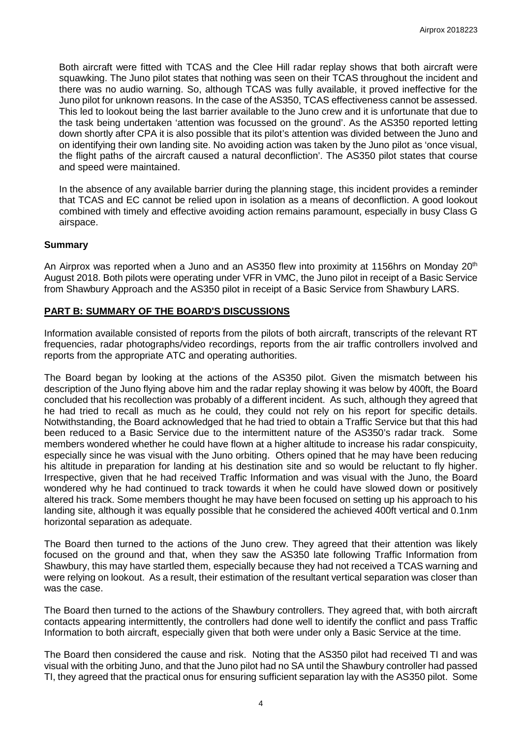Both aircraft were fitted with TCAS and the Clee Hill radar replay shows that both aircraft were squawking. The Juno pilot states that nothing was seen on their TCAS throughout the incident and there was no audio warning. So, although TCAS was fully available, it proved ineffective for the Juno pilot for unknown reasons. In the case of the AS350, TCAS effectiveness cannot be assessed. This led to lookout being the last barrier available to the Juno crew and it is unfortunate that due to the task being undertaken 'attention was focussed on the ground'. As the AS350 reported letting down shortly after CPA it is also possible that its pilot's attention was divided between the Juno and on identifying their own landing site. No avoiding action was taken by the Juno pilot as 'once visual, the flight paths of the aircraft caused a natural deconfliction'. The AS350 pilot states that course and speed were maintained.

In the absence of any available barrier during the planning stage, this incident provides a reminder that TCAS and EC cannot be relied upon in isolation as a means of deconfliction. A good lookout combined with timely and effective avoiding action remains paramount, especially in busy Class G airspace.

## Summary

An Airprox was reported when a Juno and an AS350 flew into proximity at 1156hrs on Monday 20th August 2018. Both pilots were operating under VFR in VMC, the Juno pilot in receipt of a Basic Service from Shawbury Approach and the AS350 pilot in receipt of a Basic Service from Shawbury LARS.

## PART B: SUMMARY OF THE BOARD'S DISCUSSIONS

Information available consisted of reports from the pilots of both aircraft, transcripts of the relevant RT frequencies, radar photographs/video recordings, reports from the air traffic controllers involved and reports from the appropriate ATC and operating authorities.

The Board began by looking at the actions of the AS350 pilot. Given the mismatch between his description of the Juno flying above him and the radar replay showing it was below by 400ft, the Board concluded that his recollection was probably of a different incident. As such, although they agreed that he had tried to recall as much as he could, they could not rely on his report for specific details. Notwithstanding, the Board acknowledged that he had tried to obtain a Traffic Service but that this had been reduced to a Basic Service due to the intermittent nature of the AS350's radar track. Some members wondered whether he could have flown at a higher altitude to increase his radar conspicuity, especially since he was visual with the Juno orbiting. Others opined that he may have been reducing his altitude in preparation for landing at his destination site and so would be reluctant to fly higher. Irrespective, given that he had received Traffic Information and was visual with the Juno, the Board wondered why he had continued to track towards it when he could have slowed down or positively altered his track. Some members thought he may have been focused on setting up his approach to his landing site, although it was equally possible that he considered the achieved 400ft vertical and 0.1nm horizontal separation as adequate.

The Board then turned to the actions of the Juno crew. They agreed that their attention was likely focused on the ground and that, when they saw the AS350 late following Traffic Information from Shawbury, this may have startled them, especially because they had not received a TCAS warning and were relying on lookout. As a result, their estimation of the resultant vertical separation was closer than was the case.

The Board then turned to the actions of the Shawbury controllers. They agreed that, with both aircraft contacts appearing intermittently, the controllers had done well to identify the conflict and pass Traffic Information to both aircraft, especially given that both were under only a Basic Service at the time.

The Board then considered the cause and risk. Noting that the AS350 pilot had received TI and was visual with the orbiting Juno, and that the Juno pilot had no SA until the Shawbury controller had passed TI, they agreed that the practical onus for ensuring sufficient separation lay with the AS350 pilot. Some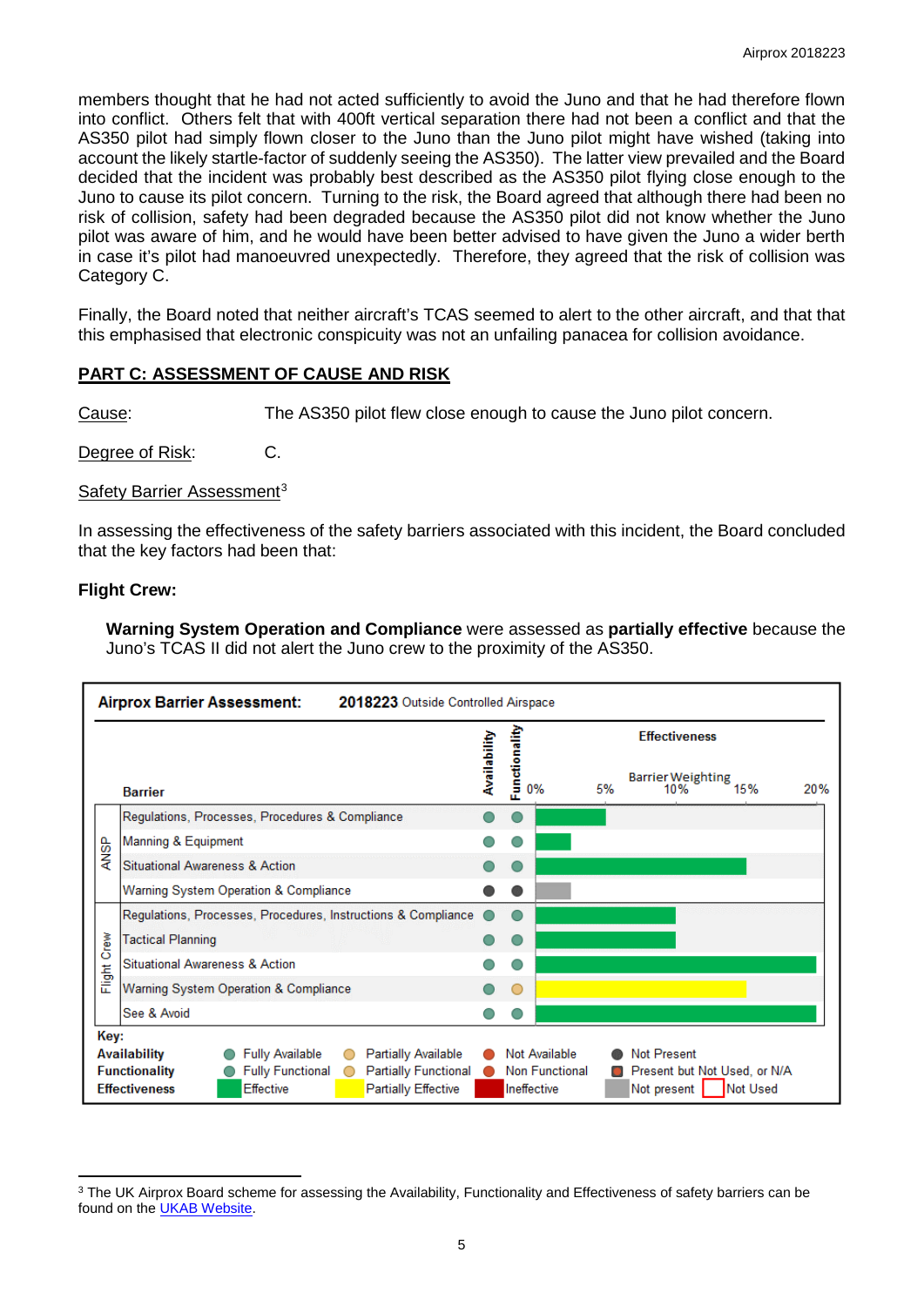members thought that he had not acted sufficiently to avoid the Juno and that he had therefore flown into conflict. Others felt that with 400ft vertical separation there had not been a conflict and that the AS350 pilot had simply flown closer to the Juno than the Juno pilot might have wished (taking into account the likely startle-factor of suddenly seeing the AS350). The latter view prevailed and the Board decided that the incident was probably best described as the AS350 pilot flying close enough to the Juno to cause its pilot concern. Turning to the risk, the Board agreed that although there had been no risk of collision, safety had been degraded because the AS350 pilot did not know whether the Juno pilot was aware of him, and he would have been better advised to have given the Juno a wider berth in case it's pilot had manoeuvred unexpectedly. Therefore, they agreed that the risk of collision was Category C.

Finally, the Board noted that neither aircraft's TCAS seemed to alert to the other aircraft, and that that this emphasised that electronic conspicuity was not an unfailing panacea for collision avoidance.

## PART C: ASSESSMENT OF CAUSE AND RISK

Cause: The AS350 pilot flew close enough to cause the Juno pilot concern.

Degree of Risk: C.

Safety Barrier Assessment[3]

In assessing the effectiveness of the safety barriers associated with this incident, the Board concluded that the key factors had been that:

**Flight Crew:**

**Warning System Operation and Compliance** were assessed as **partially effective** because the Juno's TCAS II did not alert the Juno crew to the proximity of the AS350.

**Airprox Barrier Assessment:** **2018223** Outside Controlled Airspace

Barrier
Availability
Functionality
Effectiveness
Barrier Weighting
0% 5% 10% 15% 20%

ANSP
Regulations, Processes, Procedures & Compliance
Manning & Equipment
Situational Awareness & Action
Warning System Operation & Compliance

Flight Crew
Regulations, Processes, Procedures, Instructions & Compliance
Tactical Planning
Situational Awareness & Action
Warning System Operation & Compliance
See & Avoid

Key:
Availability: Fully Available, Partially Available, Not Available, Not Present
Functionality: Fully Functional, Partially Functional, Non Functional, Present but Not Used, or N/A
Effectiveness: Effective, Partially Effective, Ineffective, Not present, Not Used

[3] The UK Airprox Board scheme for assessing the Availability, Functionality and Effectiveness of safety barriers can be found on the UKAB Website.